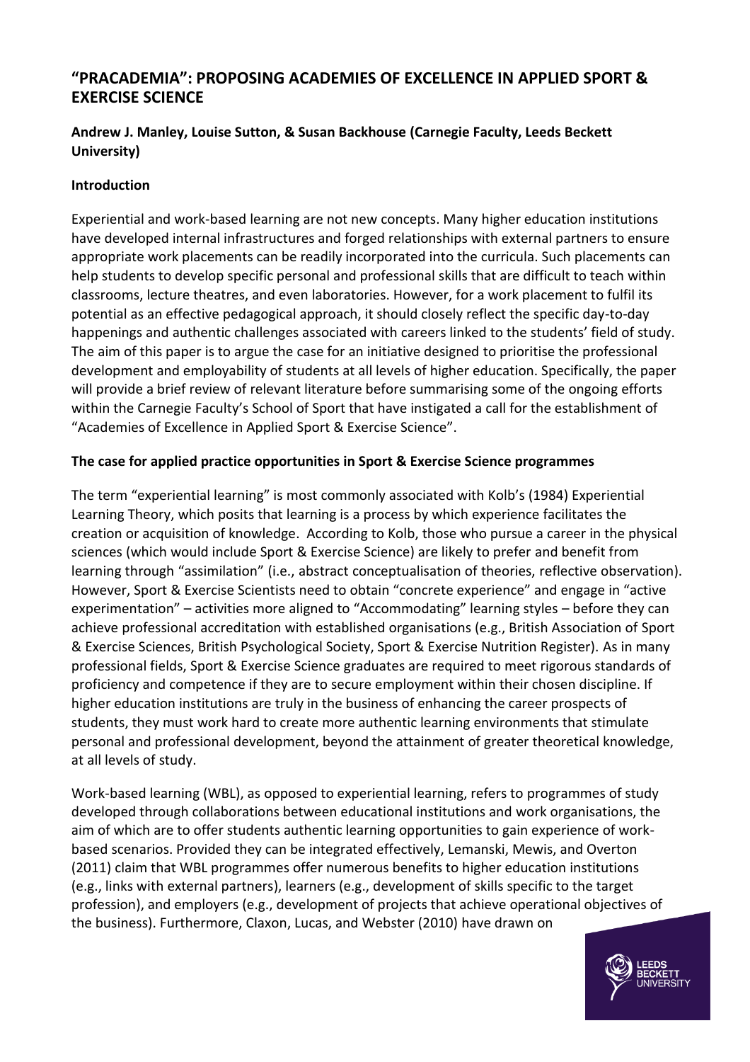# "PRACADEMIA": PROPOSING ACADEMIES OF EXCELLENCE IN APPLIED SPORT & EXERCISE SCIENCE

**Andrew J. Manley, Louise Sutton, & Susan Backhouse (Carnegie Faculty, Leeds Beckett University)**

## Introduction

Experiential and work-based learning are not new concepts. Many higher education institutions have developed internal infrastructures and forged relationships with external partners to ensure appropriate work placements can be readily incorporated into the curricula. Such placements can help students to develop specific personal and professional skills that are difficult to teach within classrooms, lecture theatres, and even laboratories. However, for a work placement to fulfil its potential as an effective pedagogical approach, it should closely reflect the specific day-to-day happenings and authentic challenges associated with careers linked to the students' field of study. The aim of this paper is to argue the case for an initiative designed to prioritise the professional development and employability of students at all levels of higher education. Specifically, the paper will provide a brief review of relevant literature before summarising some of the ongoing efforts within the Carnegie Faculty's School of Sport that have instigated a call for the establishment of "Academies of Excellence in Applied Sport & Exercise Science".

## The case for applied practice opportunities in Sport & Exercise Science programmes

The term "experiential learning" is most commonly associated with Kolb's (1984) Experiential Learning Theory, which posits that learning is a process by which experience facilitates the creation or acquisition of knowledge. According to Kolb, those who pursue a career in the physical sciences (which would include Sport & Exercise Science) are likely to prefer and benefit from learning through "assimilation" (i.e., abstract conceptualisation of theories, reflective observation). However, Sport & Exercise Scientists need to obtain "concrete experience" and engage in "active experimentation" – activities more aligned to "Accommodating" learning styles – before they can achieve professional accreditation with established organisations (e.g., British Association of Sport & Exercise Sciences, British Psychological Society, Sport & Exercise Nutrition Register). As in many professional fields, Sport & Exercise Science graduates are required to meet rigorous standards of proficiency and competence if they are to secure employment within their chosen discipline. If higher education institutions are truly in the business of enhancing the career prospects of students, they must work hard to create more authentic learning environments that stimulate personal and professional development, beyond the attainment of greater theoretical knowledge, at all levels of study.

Work-based learning (WBL), as opposed to experiential learning, refers to programmes of study developed through collaborations between educational institutions and work organisations, the aim of which are to offer students authentic learning opportunities to gain experience of work-based scenarios. Provided they can be integrated effectively, Lemanski, Mewis, and Overton (2011) claim that WBL programmes offer numerous benefits to higher education institutions (e.g., links with external partners), learners (e.g., development of skills specific to the target profession), and employers (e.g., development of projects that achieve operational objectives of the business). Furthermore, Claxon, Lucas, and Webster (2010) have drawn on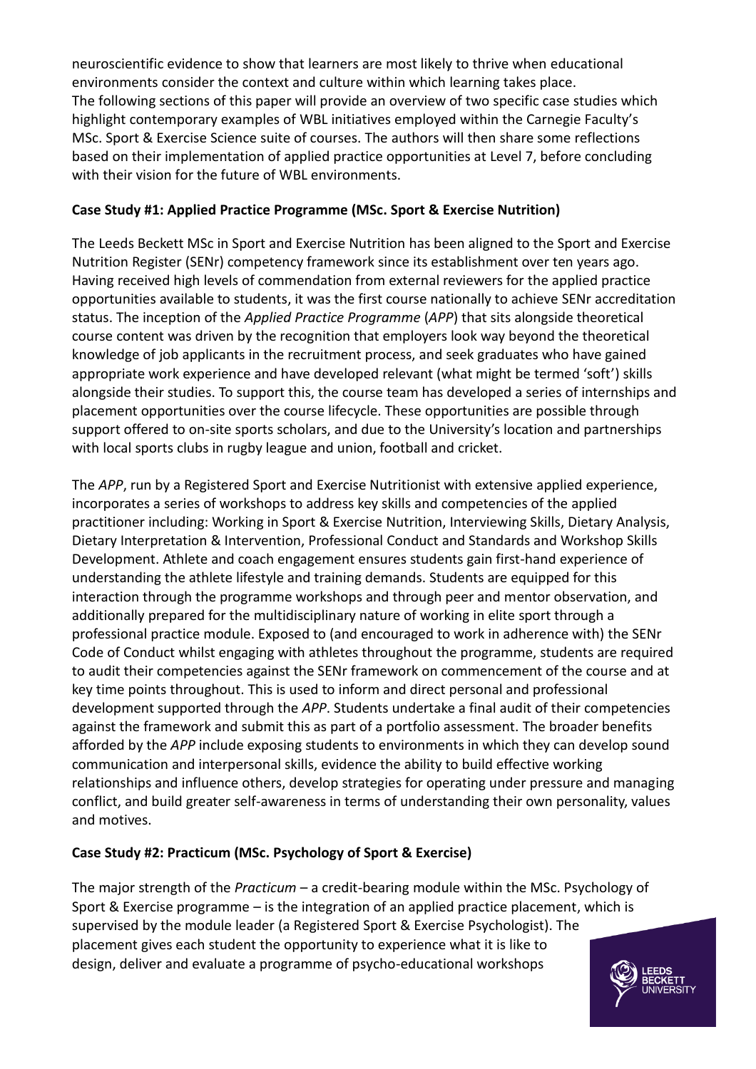neuroscientific evidence to show that learners are most likely to thrive when educational environments consider the context and culture within which learning takes place. The following sections of this paper will provide an overview of two specific case studies which highlight contemporary examples of WBL initiatives employed within the Carnegie Faculty's MSc. Sport & Exercise Science suite of courses. The authors will then share some reflections based on their implementation of applied practice opportunities at Level 7, before concluding with their vision for the future of WBL environments.

**Case Study #1: Applied Practice Programme (MSc. Sport & Exercise Nutrition)**

The Leeds Beckett MSc in Sport and Exercise Nutrition has been aligned to the Sport and Exercise Nutrition Register (SENr) competency framework since its establishment over ten years ago. Having received high levels of commendation from external reviewers for the applied practice opportunities available to students, it was the first course nationally to achieve SENr accreditation status. The inception of the *Applied Practice Programme* (*APP*) that sits alongside theoretical course content was driven by the recognition that employers look way beyond the theoretical knowledge of job applicants in the recruitment process, and seek graduates who have gained appropriate work experience and have developed relevant (what might be termed 'soft') skills alongside their studies. To support this, the course team has developed a series of internships and placement opportunities over the course lifecycle. These opportunities are possible through support offered to on-site sports scholars, and due to the University's location and partnerships with local sports clubs in rugby league and union, football and cricket.

The *APP*, run by a Registered Sport and Exercise Nutritionist with extensive applied experience, incorporates a series of workshops to address key skills and competencies of the applied practitioner including: Working in Sport & Exercise Nutrition, Interviewing Skills, Dietary Analysis, Dietary Interpretation & Intervention, Professional Conduct and Standards and Workshop Skills Development. Athlete and coach engagement ensures students gain first-hand experience of understanding the athlete lifestyle and training demands. Students are equipped for this interaction through the programme workshops and through peer and mentor observation, and additionally prepared for the multidisciplinary nature of working in elite sport through a professional practice module. Exposed to (and encouraged to work in adherence with) the SENr Code of Conduct whilst engaging with athletes throughout the programme, students are required to audit their competencies against the SENr framework on commencement of the course and at key time points throughout. This is used to inform and direct personal and professional development supported through the *APP*. Students undertake a final audit of their competencies against the framework and submit this as part of a portfolio assessment. The broader benefits afforded by the *APP* include exposing students to environments in which they can develop sound communication and interpersonal skills, evidence the ability to build effective working relationships and influence others, develop strategies for operating under pressure and managing conflict, and build greater self-awareness in terms of understanding their own personality, values and motives.

**Case Study #2: Practicum (MSc. Psychology of Sport & Exercise)**

The major strength of the *Practicum* – a credit-bearing module within the MSc. Psychology of Sport & Exercise programme – is the integration of an applied practice placement, which is supervised by the module leader (a Registered Sport & Exercise Psychologist). The placement gives each student the opportunity to experience what it is like to design, deliver and evaluate a programme of psycho-educational workshops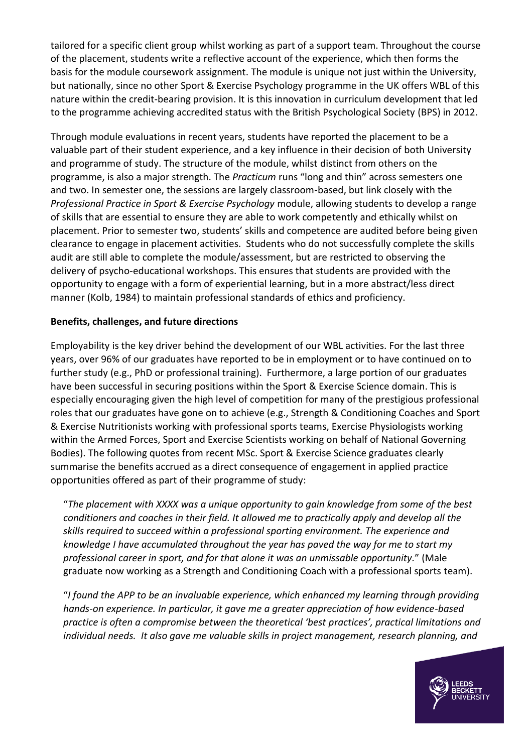tailored for a specific client group whilst working as part of a support team. Throughout the course of the placement, students write a reflective account of the experience, which then forms the basis for the module coursework assignment. The module is unique not just within the University, but nationally, since no other Sport & Exercise Psychology programme in the UK offers WBL of this nature within the credit-bearing provision. It is this innovation in curriculum development that led to the programme achieving accredited status with the British Psychological Society (BPS) in 2012.

Through module evaluations in recent years, students have reported the placement to be a valuable part of their student experience, and a key influence in their decision of both University and programme of study. The structure of the module, whilst distinct from others on the programme, is also a major strength. The *Practicum* runs "long and thin" across semesters one and two. In semester one, the sessions are largely classroom-based, but link closely with the *Professional Practice in Sport & Exercise Psychology* module, allowing students to develop a range of skills that are essential to ensure they are able to work competently and ethically whilst on placement. Prior to semester two, students' skills and competence are audited before being given clearance to engage in placement activities. Students who do not successfully complete the skills audit are still able to complete the module/assessment, but are restricted to observing the delivery of psycho-educational workshops. This ensures that students are provided with the opportunity to engage with a form of experiential learning, but in a more abstract/less direct manner (Kolb, 1984) to maintain professional standards of ethics and proficiency.

**Benefits, challenges, and future directions**

Employability is the key driver behind the development of our WBL activities. For the last three years, over 96% of our graduates have reported to be in employment or to have continued on to further study (e.g., PhD or professional training). Furthermore, a large portion of our graduates have been successful in securing positions within the Sport & Exercise Science domain. This is especially encouraging given the high level of competition for many of the prestigious professional roles that our graduates have gone on to achieve (e.g., Strength & Conditioning Coaches and Sport & Exercise Nutritionists working with professional sports teams, Exercise Physiologists working within the Armed Forces, Sport and Exercise Scientists working on behalf of National Governing Bodies). The following quotes from recent MSc. Sport & Exercise Science graduates clearly summarise the benefits accrued as a direct consequence of engagement in applied practice opportunities offered as part of their programme of study:

> "*The placement with XXXX was a unique opportunity to gain knowledge from some of the best conditioners and coaches in their field. It allowed me to practically apply and develop all the skills required to succeed within a professional sporting environment. The experience and knowledge I have accumulated throughout the year has paved the way for me to start my professional career in sport, and for that alone it was an unmissable opportunity.*" (Male graduate now working as a Strength and Conditioning Coach with a professional sports team).

> "*I found the APP to be an invaluable experience, which enhanced my learning through providing hands-on experience. In particular, it gave me a greater appreciation of how evidence-based practice is often a compromise between the theoretical 'best practices', practical limitations and individual needs. It also gave me valuable skills in project management, research planning, and*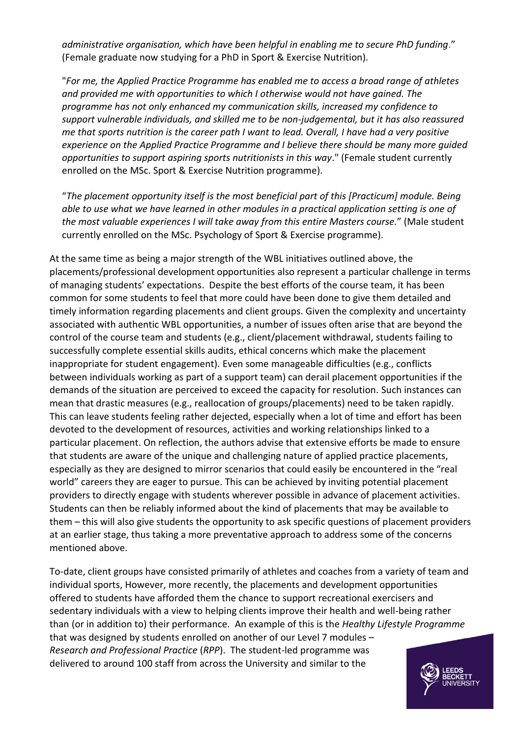*administrative organisation, which have been helpful in enabling me to secure PhD funding*." (Female graduate now studying for a PhD in Sport & Exercise Nutrition).

"*For me, the Applied Practice Programme has enabled me to access a broad range of athletes and provided me with opportunities to which I otherwise would not have gained. The programme has not only enhanced my communication skills, increased my confidence to support vulnerable individuals, and skilled me to be non-judgemental, but it has also reassured me that sports nutrition is the career path I want to lead. Overall, I have had a very positive experience on the Applied Practice Programme and I believe there should be many more guided opportunities to support aspiring sports nutritionists in this way*." (Female student currently enrolled on the MSc. Sport & Exercise Nutrition programme).

"*The placement opportunity itself is the most beneficial part of this [Practicum] module. Being able to use what we have learned in other modules in a practical application setting is one of the most valuable experiences I will take away from this entire Masters course.*" (Male student currently enrolled on the MSc. Psychology of Sport & Exercise programme).

At the same time as being a major strength of the WBL initiatives outlined above, the placements/professional development opportunities also represent a particular challenge in terms of managing students' expectations. Despite the best efforts of the course team, it has been common for some students to feel that more could have been done to give them detailed and timely information regarding placements and client groups. Given the complexity and uncertainty associated with authentic WBL opportunities, a number of issues often arise that are beyond the control of the course team and students (e.g., client/placement withdrawal, students failing to successfully complete essential skills audits, ethical concerns which make the placement inappropriate for student engagement). Even some manageable difficulties (e.g., conflicts between individuals working as part of a support team) can derail placement opportunities if the demands of the situation are perceived to exceed the capacity for resolution. Such instances can mean that drastic measures (e.g., reallocation of groups/placements) need to be taken rapidly. This can leave students feeling rather dejected, especially when a lot of time and effort has been devoted to the development of resources, activities and working relationships linked to a particular placement. On reflection, the authors advise that extensive efforts be made to ensure that students are aware of the unique and challenging nature of applied practice placements, especially as they are designed to mirror scenarios that could easily be encountered in the "real world" careers they are eager to pursue. This can be achieved by inviting potential placement providers to directly engage with students wherever possible in advance of placement activities. Students can then be reliably informed about the kind of placements that may be available to them – this will also give students the opportunity to ask specific questions of placement providers at an earlier stage, thus taking a more preventative approach to address some of the concerns mentioned above.

To-date, client groups have consisted primarily of athletes and coaches from a variety of team and individual sports, However, more recently, the placements and development opportunities offered to students have afforded them the chance to support recreational exercisers and sedentary individuals with a view to helping clients improve their health and well-being rather than (or in addition to) their performance. An example of this is the *Healthy Lifestyle Programme* that was designed by students enrolled on another of our Level 7 modules – *Research and Professional Practice* (*RPP*). The student-led programme was delivered to around 100 staff from across the University and similar to the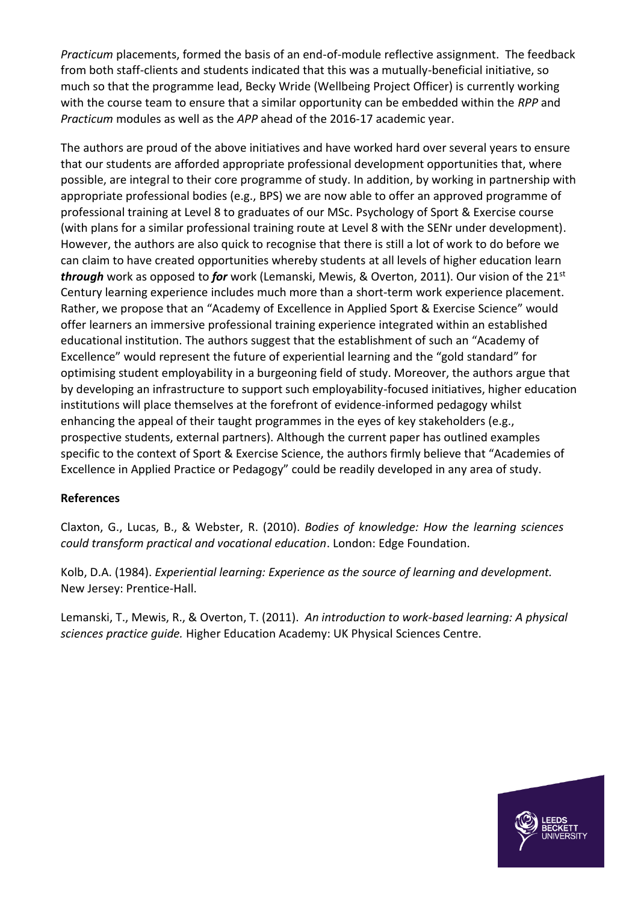*Practicum* placements, formed the basis of an end-of-module reflective assignment. The feedback from both staff-clients and students indicated that this was a mutually-beneficial initiative, so much so that the programme lead, Becky Wride (Wellbeing Project Officer) is currently working with the course team to ensure that a similar opportunity can be embedded within the *RPP* and *Practicum* modules as well as the *APP* ahead of the 2016-17 academic year.

The authors are proud of the above initiatives and have worked hard over several years to ensure that our students are afforded appropriate professional development opportunities that, where possible, are integral to their core programme of study. In addition, by working in partnership with appropriate professional bodies (e.g., BPS) we are now able to offer an approved programme of professional training at Level 8 to graduates of our MSc. Psychology of Sport & Exercise course (with plans for a similar professional training route at Level 8 with the SENr under development). However, the authors are also quick to recognise that there is still a lot of work to do before we can claim to have created opportunities whereby students at all levels of higher education learn ***through*** work as opposed to ***for*** work (Lemanski, Mewis, & Overton, 2011). Our vision of the 21st Century learning experience includes much more than a short-term work experience placement. Rather, we propose that an "Academy of Excellence in Applied Sport & Exercise Science" would offer learners an immersive professional training experience integrated within an established educational institution. The authors suggest that the establishment of such an "Academy of Excellence" would represent the future of experiential learning and the "gold standard" for optimising student employability in a burgeoning field of study. Moreover, the authors argue that by developing an infrastructure to support such employability-focused initiatives, higher education institutions will place themselves at the forefront of evidence-informed pedagogy whilst enhancing the appeal of their taught programmes in the eyes of key stakeholders (e.g., prospective students, external partners). Although the current paper has outlined examples specific to the context of Sport & Exercise Science, the authors firmly believe that "Academies of Excellence in Applied Practice or Pedagogy" could be readily developed in any area of study.

**References**

Claxton, G., Lucas, B., & Webster, R. (2010). *Bodies of knowledge: How the learning sciences could transform practical and vocational education*. London: Edge Foundation.

Kolb, D.A. (1984). *Experiential learning: Experience as the source of learning and development.* New Jersey: Prentice-Hall.

Lemanski, T., Mewis, R., & Overton, T. (2011). *An introduction to work-based learning: A physical sciences practice guide.* Higher Education Academy: UK Physical Sciences Centre.